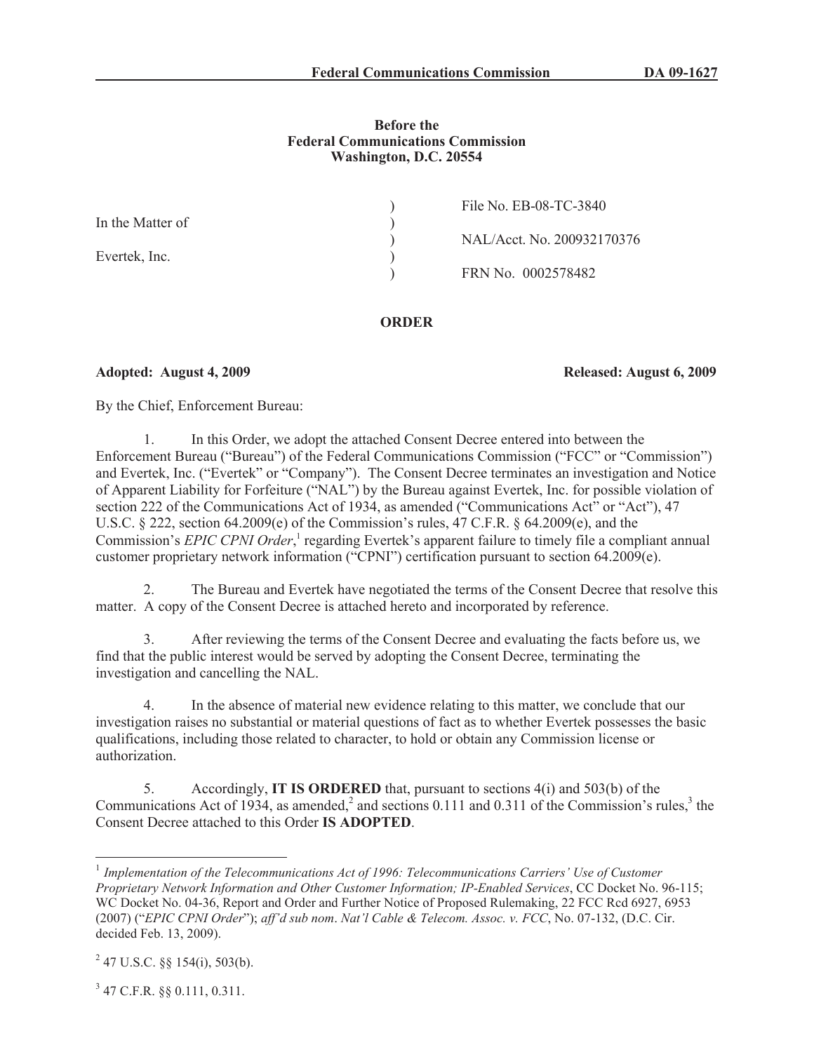**Before the**
**Federal Communications Commission**
**Washington, D.C. 20554**

| | | |
|---|---|---|
| In the Matter of | ) | File No. EB-08-TC-3840 |
| | ) | NAL/Acct. No. 200932170376 |
| Evertek, Inc. | ) | FRN No. 0002578482 |

**ORDER**

**Adopted: August 4, 2009** **Released: August 6, 2009**

By the Chief, Enforcement Bureau:

1. In this Order, we adopt the attached Consent Decree entered into between the Enforcement Bureau ("Bureau") of the Federal Communications Commission ("FCC" or "Commission") and Evertek, Inc. ("Evertek" or "Company"). The Consent Decree terminates an investigation and Notice of Apparent Liability for Forfeiture ("NAL") by the Bureau against Evertek, Inc. for possible violation of section 222 of the Communications Act of 1934, as amended ("Communications Act" or "Act"), 47 U.S.C. § 222, section 64.2009(e) of the Commission's rules, 47 C.F.R. § 64.2009(e), and the Commission's *EPIC CPNI Order*,[1] regarding Evertek's apparent failure to timely file a compliant annual customer proprietary network information ("CPNI") certification pursuant to section 64.2009(e).

2. The Bureau and Evertek have negotiated the terms of the Consent Decree that resolve this matter. A copy of the Consent Decree is attached hereto and incorporated by reference.

3. After reviewing the terms of the Consent Decree and evaluating the facts before us, we find that the public interest would be served by adopting the Consent Decree, terminating the investigation and cancelling the NAL.

4. In the absence of material new evidence relating to this matter, we conclude that our investigation raises no substantial or material questions of fact as to whether Evertek possesses the basic qualifications, including those related to character, to hold or obtain any Commission license or authorization.

5. Accordingly, **IT IS ORDERED** that, pursuant to sections 4(i) and 503(b) of the Communications Act of 1934, as amended,[2] and sections 0.111 and 0.311 of the Commission's rules,[3] the Consent Decree attached to this Order **IS ADOPTED**.

---

[1] *Implementation of the Telecommunications Act of 1996: Telecommunications Carriers' Use of Customer Proprietary Network Information and Other Customer Information; IP-Enabled Services*, CC Docket No. 96-115; WC Docket No. 04-36, Report and Order and Further Notice of Proposed Rulemaking, 22 FCC Rcd 6927, 6953 (2007) ("*EPIC CPNI Order*"); *aff'd sub nom*. *Nat'l Cable & Telecom. Assoc. v. FCC*, No. 07-132, (D.C. Cir. decided Feb. 13, 2009).

[2] 47 U.S.C. §§ 154(i), 503(b).

[3] 47 C.F.R. §§ 0.111, 0.311.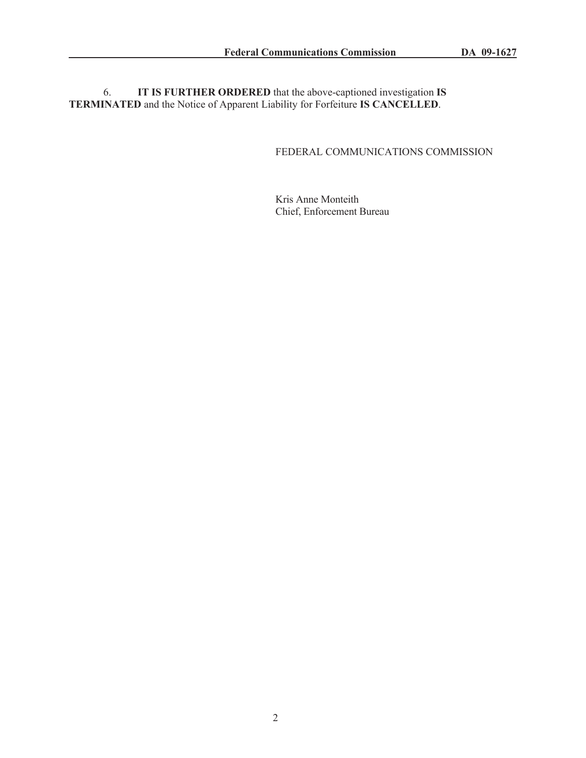6. **IT IS FURTHER ORDERED** that the above-captioned investigation **IS TERMINATED** and the Notice of Apparent Liability for Forfeiture **IS CANCELLED**.

FEDERAL COMMUNICATIONS COMMISSION

Kris Anne Monteith
Chief, Enforcement Bureau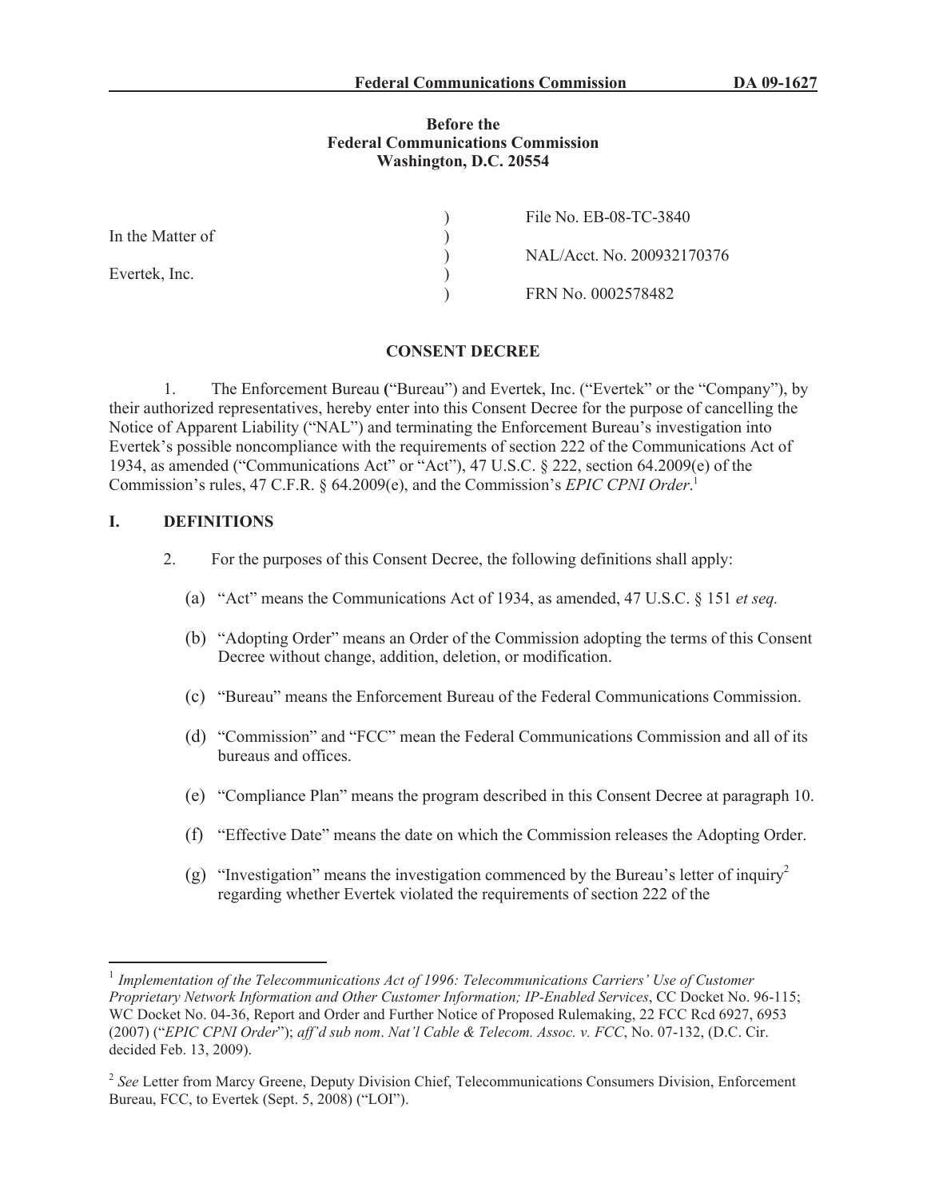**Federal Communications Commission DA 09-1627**

**Before the**
**Federal Communications Commission**
**Washington, D.C. 20554**

| | | |
|---|---|---|
| In the Matter of | ) | File No. EB-08-TC-3840 |
| | ) | |
| Evertek, Inc. | ) | NAL/Acct. No. 200932170376 |
| | ) | |
| | ) | FRN No. 0002578482 |

## CONSENT DECREE

1. The Enforcement Bureau ("Bureau") and Evertek, Inc. ("Evertek" or the "Company"), by their authorized representatives, hereby enter into this Consent Decree for the purpose of cancelling the Notice of Apparent Liability ("NAL") and terminating the Enforcement Bureau's investigation into Evertek's possible noncompliance with the requirements of section 222 of the Communications Act of 1934, as amended ("Communications Act" or "Act"), 47 U.S.C. § 222, section 64.2009(e) of the Commission's rules, 47 C.F.R. § 64.2009(e), and the Commission's *EPIC CPNI Order*.[1]

## I. DEFINITIONS

2. For the purposes of this Consent Decree, the following definitions shall apply:

(a) "Act" means the Communications Act of 1934, as amended, 47 U.S.C. § 151 *et seq.*

(b) "Adopting Order" means an Order of the Commission adopting the terms of this Consent Decree without change, addition, deletion, or modification.

(c) "Bureau" means the Enforcement Bureau of the Federal Communications Commission.

(d) "Commission" and "FCC" mean the Federal Communications Commission and all of its bureaus and offices.

(e) "Compliance Plan" means the program described in this Consent Decree at paragraph 10.

(f) "Effective Date" means the date on which the Commission releases the Adopting Order.

(g) "Investigation" means the investigation commenced by the Bureau's letter of inquiry[2] regarding whether Evertek violated the requirements of section 222 of the

---

[1] *Implementation of the Telecommunications Act of 1996: Telecommunications Carriers' Use of Customer Proprietary Network Information and Other Customer Information; IP-Enabled Services*, CC Docket No. 96-115; WC Docket No. 04-36, Report and Order and Further Notice of Proposed Rulemaking, 22 FCC Rcd 6927, 6953 (2007) ("*EPIC CPNI Order*"); *aff'd sub nom*. *Nat'l Cable & Telecom. Assoc. v. FCC*, No. 07-132, (D.C. Cir. decided Feb. 13, 2009).

[2] *See* Letter from Marcy Greene, Deputy Division Chief, Telecommunications Consumers Division, Enforcement Bureau, FCC, to Evertek (Sept. 5, 2008) ("LOI").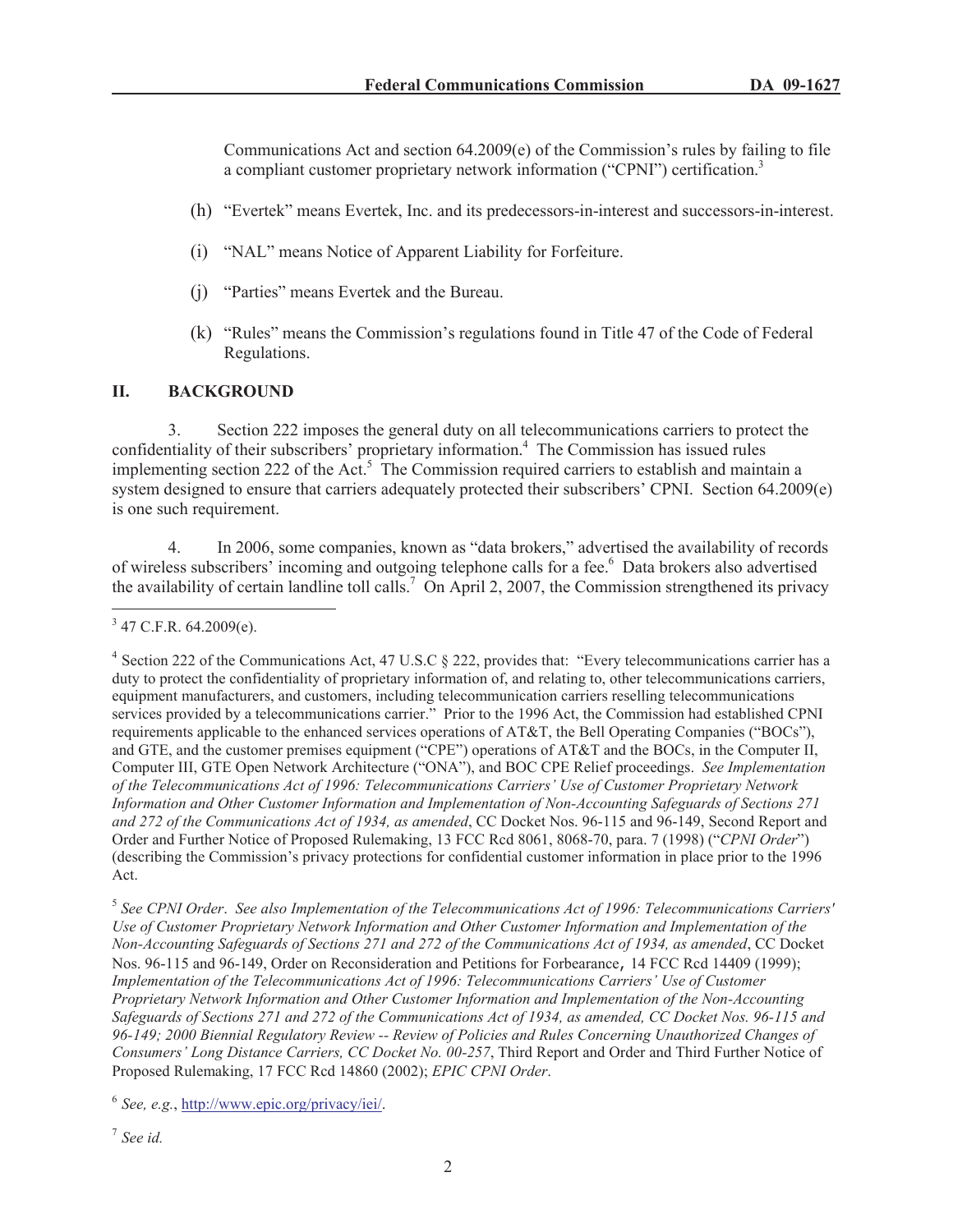Communications Act and section 64.2009(e) of the Commission's rules by failing to file a compliant customer proprietary network information ("CPNI") certification.[3]

(h) "Evertek" means Evertek, Inc. and its predecessors-in-interest and successors-in-interest.

(i) "NAL" means Notice of Apparent Liability for Forfeiture.

(j) "Parties" means Evertek and the Bureau.

(k) "Rules" means the Commission's regulations found in Title 47 of the Code of Federal Regulations.

## II. BACKGROUND

3. Section 222 imposes the general duty on all telecommunications carriers to protect the confidentiality of their subscribers' proprietary information.[4] The Commission has issued rules implementing section 222 of the Act.[5] The Commission required carriers to establish and maintain a system designed to ensure that carriers adequately protected their subscribers' CPNI. Section 64.2009(e) is one such requirement.

4. In 2006, some companies, known as "data brokers," advertised the availability of records of wireless subscribers' incoming and outgoing telephone calls for a fee.[6] Data brokers also advertised the availability of certain landline toll calls.[7] On April 2, 2007, the Commission strengthened its privacy

---

[3] 47 C.F.R. 64.2009(e).

[4] Section 222 of the Communications Act, 47 U.S.C § 222, provides that: "Every telecommunications carrier has a duty to protect the confidentiality of proprietary information of, and relating to, other telecommunications carriers, equipment manufacturers, and customers, including telecommunication carriers reselling telecommunications services provided by a telecommunications carrier." Prior to the 1996 Act, the Commission had established CPNI requirements applicable to the enhanced services operations of AT&T, the Bell Operating Companies ("BOCs"), and GTE, and the customer premises equipment ("CPE") operations of AT&T and the BOCs, in the Computer II, Computer III, GTE Open Network Architecture ("ONA"), and BOC CPE Relief proceedings. *See Implementation of the Telecommunications Act of 1996: Telecommunications Carriers' Use of Customer Proprietary Network Information and Other Customer Information and Implementation of Non-Accounting Safeguards of Sections 271 and 272 of the Communications Act of 1934, as amended*, CC Docket Nos. 96-115 and 96-149, Second Report and Order and Further Notice of Proposed Rulemaking, 13 FCC Rcd 8061, 8068-70, para. 7 (1998) ("*CPNI Order*") (describing the Commission's privacy protections for confidential customer information in place prior to the 1996 Act.

[5] *See CPNI Order*. *See also Implementation of the Telecommunications Act of 1996: Telecommunications Carriers' Use of Customer Proprietary Network Information and Other Customer Information and Implementation of the Non-Accounting Safeguards of Sections 271 and 272 of the Communications Act of 1934, as amended*, CC Docket Nos. 96-115 and 96-149, Order on Reconsideration and Petitions for Forbearance, 14 FCC Rcd 14409 (1999); *Implementation of the Telecommunications Act of 1996: Telecommunications Carriers' Use of Customer Proprietary Network Information and Other Customer Information and Implementation of the Non-Accounting Safeguards of Sections 271 and 272 of the Communications Act of 1934, as amended, CC Docket Nos. 96-115 and 96-149; 2000 Biennial Regulatory Review -- Review of Policies and Rules Concerning Unauthorized Changes of Consumers' Long Distance Carriers, CC Docket No. 00-257*, Third Report and Order and Third Further Notice of Proposed Rulemaking, 17 FCC Rcd 14860 (2002); *EPIC CPNI Order*.

[6] *See, e.g.*, http://www.epic.org/privacy/iei/.

[7] *See id.*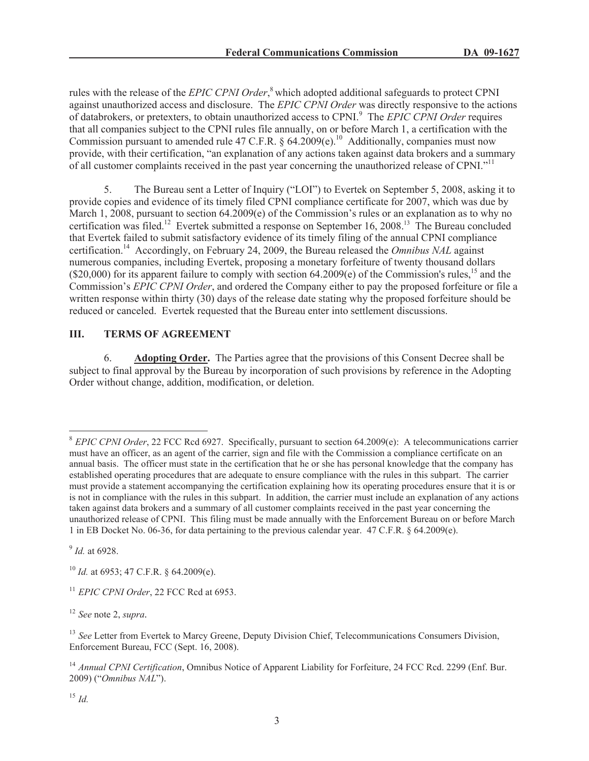rules with the release of the *EPIC CPNI Order*,[8] which adopted additional safeguards to protect CPNI against unauthorized access and disclosure. The *EPIC CPNI Order* was directly responsive to the actions of databrokers, or pretexters, to obtain unauthorized access to CPNI.[9] The *EPIC CPNI Order* requires that all companies subject to the CPNI rules file annually, on or before March 1, a certification with the Commission pursuant to amended rule 47 C.F.R. § 64.2009(e).[10] Additionally, companies must now provide, with their certification, "an explanation of any actions taken against data brokers and a summary of all customer complaints received in the past year concerning the unauthorized release of CPNI."[11]

5. The Bureau sent a Letter of Inquiry ("LOI") to Evertek on September 5, 2008, asking it to provide copies and evidence of its timely filed CPNI compliance certificate for 2007, which was due by March 1, 2008, pursuant to section 64.2009(e) of the Commission's rules or an explanation as to why no certification was filed.[12] Evertek submitted a response on September 16, 2008.[13] The Bureau concluded that Evertek failed to submit satisfactory evidence of its timely filing of the annual CPNI compliance certification.[14] Accordingly, on February 24, 2009, the Bureau released the *Omnibus NAL* against numerous companies, including Evertek, proposing a monetary forfeiture of twenty thousand dollars ($20,000) for its apparent failure to comply with section 64.2009(e) of the Commission's rules,[15] and the Commission's *EPIC CPNI Order*, and ordered the Company either to pay the proposed forfeiture or file a written response within thirty (30) days of the release date stating why the proposed forfeiture should be reduced or canceled. Evertek requested that the Bureau enter into settlement discussions.

## III. TERMS OF AGREEMENT

6. **Adopting Order.** The Parties agree that the provisions of this Consent Decree shall be subject to final approval by the Bureau by incorporation of such provisions by reference in the Adopting Order without change, addition, modification, or deletion.

---

[8] *EPIC CPNI Order*, 22 FCC Rcd 6927. Specifically, pursuant to section 64.2009(e): A telecommunications carrier must have an officer, as an agent of the carrier, sign and file with the Commission a compliance certificate on an annual basis. The officer must state in the certification that he or she has personal knowledge that the company has established operating procedures that are adequate to ensure compliance with the rules in this subpart. The carrier must provide a statement accompanying the certification explaining how its operating procedures ensure that it is or is not in compliance with the rules in this subpart. In addition, the carrier must include an explanation of any actions taken against data brokers and a summary of all customer complaints received in the past year concerning the unauthorized release of CPNI. This filing must be made annually with the Enforcement Bureau on or before March 1 in EB Docket No. 06-36, for data pertaining to the previous calendar year. 47 C.F.R. § 64.2009(e).

[9] *Id.* at 6928.

[10] *Id.* at 6953; 47 C.F.R. § 64.2009(e).

[11] *EPIC CPNI Order*, 22 FCC Rcd at 6953.

[12] *See* note 2, *supra*.

[13] *See* Letter from Evertek to Marcy Greene, Deputy Division Chief, Telecommunications Consumers Division, Enforcement Bureau, FCC (Sept. 16, 2008).

[14] *Annual CPNI Certification*, Omnibus Notice of Apparent Liability for Forfeiture, 24 FCC Rcd. 2299 (Enf. Bur. 2009) ("*Omnibus NAL*").

[15] *Id.*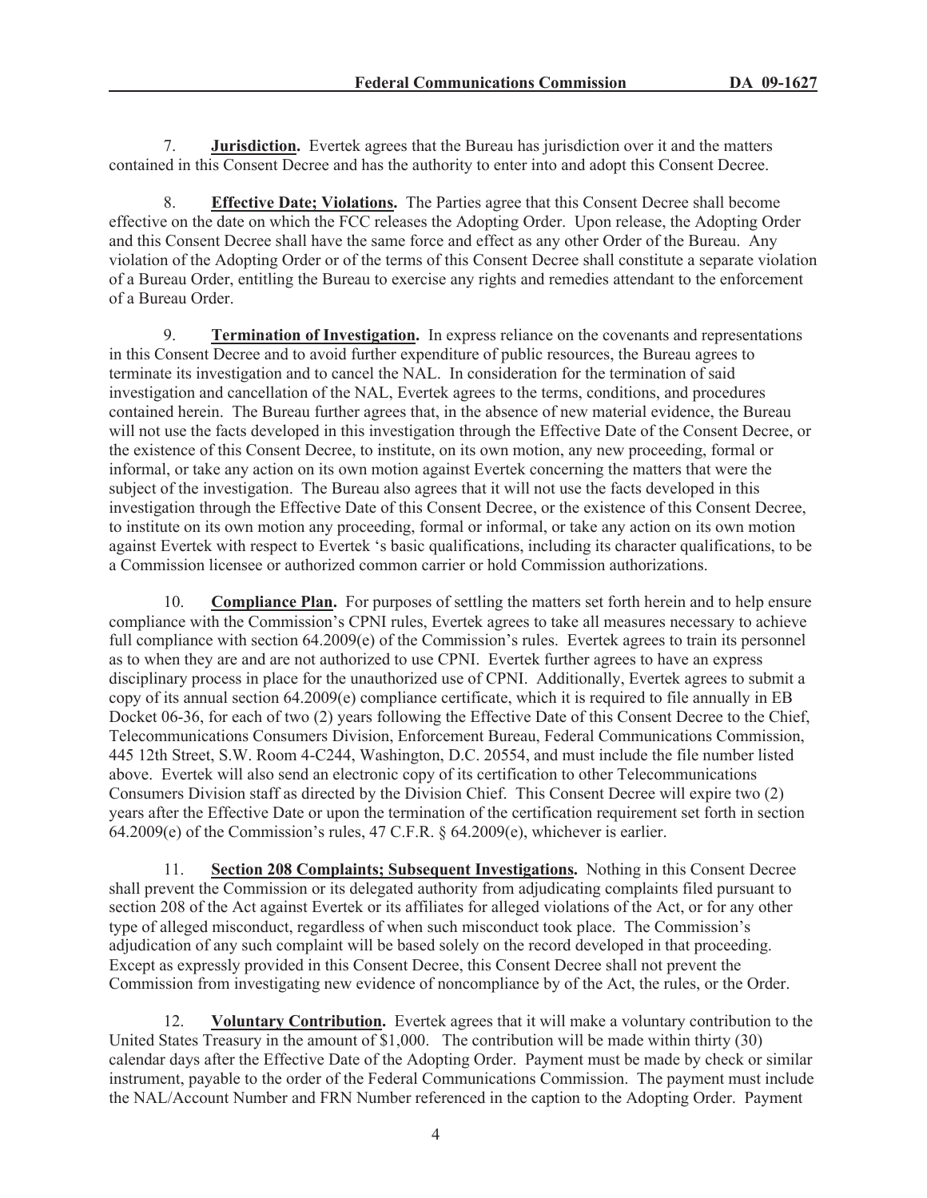7. **Jurisdiction.** Evertek agrees that the Bureau has jurisdiction over it and the matters contained in this Consent Decree and has the authority to enter into and adopt this Consent Decree.

8. **Effective Date; Violations.** The Parties agree that this Consent Decree shall become effective on the date on which the FCC releases the Adopting Order. Upon release, the Adopting Order and this Consent Decree shall have the same force and effect as any other Order of the Bureau. Any violation of the Adopting Order or of the terms of this Consent Decree shall constitute a separate violation of a Bureau Order, entitling the Bureau to exercise any rights and remedies attendant to the enforcement of a Bureau Order.

9. **Termination of Investigation.** In express reliance on the covenants and representations in this Consent Decree and to avoid further expenditure of public resources, the Bureau agrees to terminate its investigation and to cancel the NAL. In consideration for the termination of said investigation and cancellation of the NAL, Evertek agrees to the terms, conditions, and procedures contained herein. The Bureau further agrees that, in the absence of new material evidence, the Bureau will not use the facts developed in this investigation through the Effective Date of the Consent Decree, or the existence of this Consent Decree, to institute, on its own motion, any new proceeding, formal or informal, or take any action on its own motion against Evertek concerning the matters that were the subject of the investigation. The Bureau also agrees that it will not use the facts developed in this investigation through the Effective Date of this Consent Decree, or the existence of this Consent Decree, to institute on its own motion any proceeding, formal or informal, or take any action on its own motion against Evertek with respect to Evertek 's basic qualifications, including its character qualifications, to be a Commission licensee or authorized common carrier or hold Commission authorizations.

10. **Compliance Plan.** For purposes of settling the matters set forth herein and to help ensure compliance with the Commission's CPNI rules, Evertek agrees to take all measures necessary to achieve full compliance with section 64.2009(e) of the Commission's rules. Evertek agrees to train its personnel as to when they are and are not authorized to use CPNI. Evertek further agrees to have an express disciplinary process in place for the unauthorized use of CPNI. Additionally, Evertek agrees to submit a copy of its annual section 64.2009(e) compliance certificate, which it is required to file annually in EB Docket 06-36, for each of two (2) years following the Effective Date of this Consent Decree to the Chief, Telecommunications Consumers Division, Enforcement Bureau, Federal Communications Commission, 445 12th Street, S.W. Room 4-C244, Washington, D.C. 20554, and must include the file number listed above. Evertek will also send an electronic copy of its certification to other Telecommunications Consumers Division staff as directed by the Division Chief. This Consent Decree will expire two (2) years after the Effective Date or upon the termination of the certification requirement set forth in section 64.2009(e) of the Commission's rules, 47 C.F.R. § 64.2009(e), whichever is earlier.

11. **Section 208 Complaints; Subsequent Investigations.** Nothing in this Consent Decree shall prevent the Commission or its delegated authority from adjudicating complaints filed pursuant to section 208 of the Act against Evertek or its affiliates for alleged violations of the Act, or for any other type of alleged misconduct, regardless of when such misconduct took place. The Commission's adjudication of any such complaint will be based solely on the record developed in that proceeding. Except as expressly provided in this Consent Decree, this Consent Decree shall not prevent the Commission from investigating new evidence of noncompliance by of the Act, the rules, or the Order.

12. **Voluntary Contribution.** Evertek agrees that it will make a voluntary contribution to the United States Treasury in the amount of $1,000. The contribution will be made within thirty (30) calendar days after the Effective Date of the Adopting Order. Payment must be made by check or similar instrument, payable to the order of the Federal Communications Commission. The payment must include the NAL/Account Number and FRN Number referenced in the caption to the Adopting Order. Payment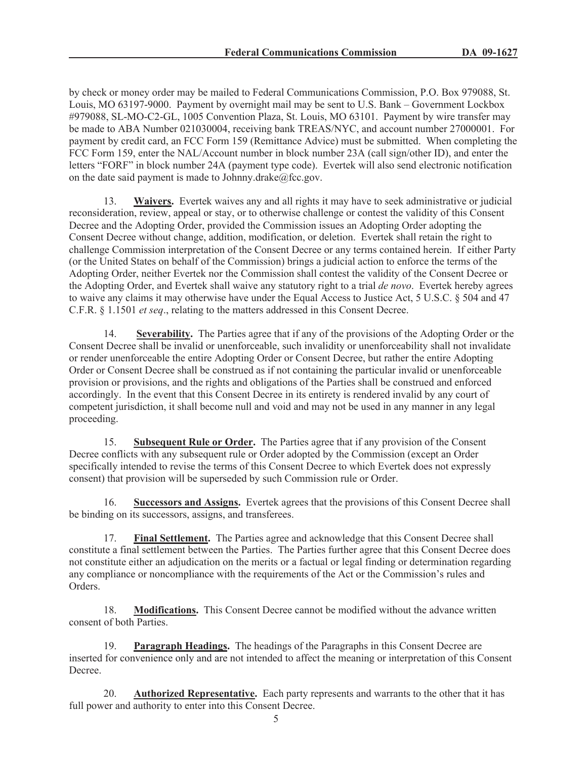by check or money order may be mailed to Federal Communications Commission, P.O. Box 979088, St. Louis, MO 63197-9000. Payment by overnight mail may be sent to U.S. Bank – Government Lockbox #979088, SL-MO-C2-GL, 1005 Convention Plaza, St. Louis, MO 63101. Payment by wire transfer may be made to ABA Number 021030004, receiving bank TREAS/NYC, and account number 27000001. For payment by credit card, an FCC Form 159 (Remittance Advice) must be submitted. When completing the FCC Form 159, enter the NAL/Account number in block number 23A (call sign/other ID), and enter the letters "FORF" in block number 24A (payment type code). Evertek will also send electronic notification on the date said payment is made to Johnny.drake@fcc.gov.

13. **Waivers.** Evertek waives any and all rights it may have to seek administrative or judicial reconsideration, review, appeal or stay, or to otherwise challenge or contest the validity of this Consent Decree and the Adopting Order, provided the Commission issues an Adopting Order adopting the Consent Decree without change, addition, modification, or deletion. Evertek shall retain the right to challenge Commission interpretation of the Consent Decree or any terms contained herein. If either Party (or the United States on behalf of the Commission) brings a judicial action to enforce the terms of the Adopting Order, neither Evertek nor the Commission shall contest the validity of the Consent Decree or the Adopting Order, and Evertek shall waive any statutory right to a trial *de novo*. Evertek hereby agrees to waive any claims it may otherwise have under the Equal Access to Justice Act, 5 U.S.C. § 504 and 47 C.F.R. § 1.1501 *et seq*., relating to the matters addressed in this Consent Decree.

14. **Severability.** The Parties agree that if any of the provisions of the Adopting Order or the Consent Decree shall be invalid or unenforceable, such invalidity or unenforceability shall not invalidate or render unenforceable the entire Adopting Order or Consent Decree, but rather the entire Adopting Order or Consent Decree shall be construed as if not containing the particular invalid or unenforceable provision or provisions, and the rights and obligations of the Parties shall be construed and enforced accordingly. In the event that this Consent Decree in its entirety is rendered invalid by any court of competent jurisdiction, it shall become null and void and may not be used in any manner in any legal proceeding.

15. **Subsequent Rule or Order.** The Parties agree that if any provision of the Consent Decree conflicts with any subsequent rule or Order adopted by the Commission (except an Order specifically intended to revise the terms of this Consent Decree to which Evertek does not expressly consent) that provision will be superseded by such Commission rule or Order.

16. **Successors and Assigns.** Evertek agrees that the provisions of this Consent Decree shall be binding on its successors, assigns, and transferees.

17. **Final Settlement.** The Parties agree and acknowledge that this Consent Decree shall constitute a final settlement between the Parties. The Parties further agree that this Consent Decree does not constitute either an adjudication on the merits or a factual or legal finding or determination regarding any compliance or noncompliance with the requirements of the Act or the Commission's rules and Orders.

18. **Modifications.** This Consent Decree cannot be modified without the advance written consent of both Parties.

19. **Paragraph Headings.** The headings of the Paragraphs in this Consent Decree are inserted for convenience only and are not intended to affect the meaning or interpretation of this Consent Decree.

20. **Authorized Representative.** Each party represents and warrants to the other that it has full power and authority to enter into this Consent Decree.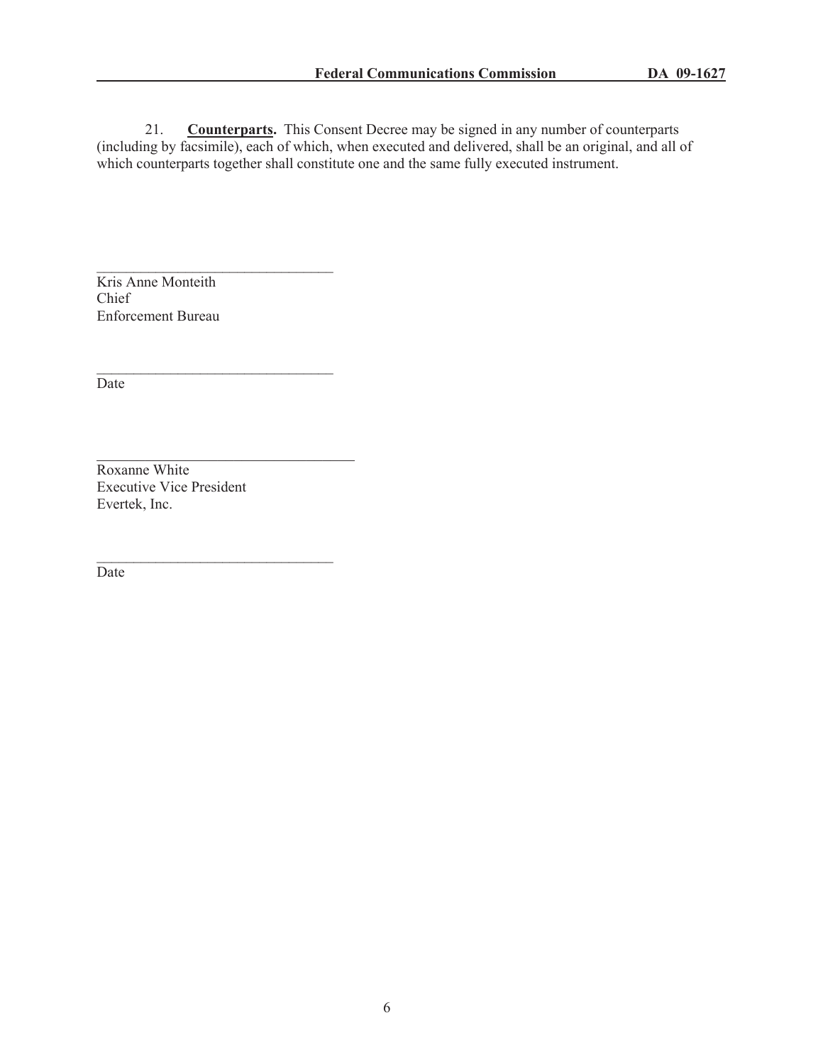21. **Counterparts.** This Consent Decree may be signed in any number of counterparts (including by facsimile), each of which, when executed and delivered, shall be an original, and all of which counterparts together shall constitute one and the same fully executed instrument.

\_\_\_\_\_\_\_\_\_\_\_\_\_\_\_\_\_\_\_\_\_\_\_\_\_\_\_\_\_\_\_\_

Kris Anne Monteith
Chief
Enforcement Bureau

\_\_\_\_\_\_\_\_\_\_\_\_\_\_\_\_\_\_\_\_\_\_\_\_\_\_\_\_\_\_\_\_

Date

\_\_\_\_\_\_\_\_\_\_\_\_\_\_\_\_\_\_\_\_\_\_\_\_\_\_\_\_\_\_\_\_

Roxanne White
Executive Vice President
Evertek, Inc.

\_\_\_\_\_\_\_\_\_\_\_\_\_\_\_\_\_\_\_\_\_\_\_\_\_\_\_\_\_\_\_\_

Date